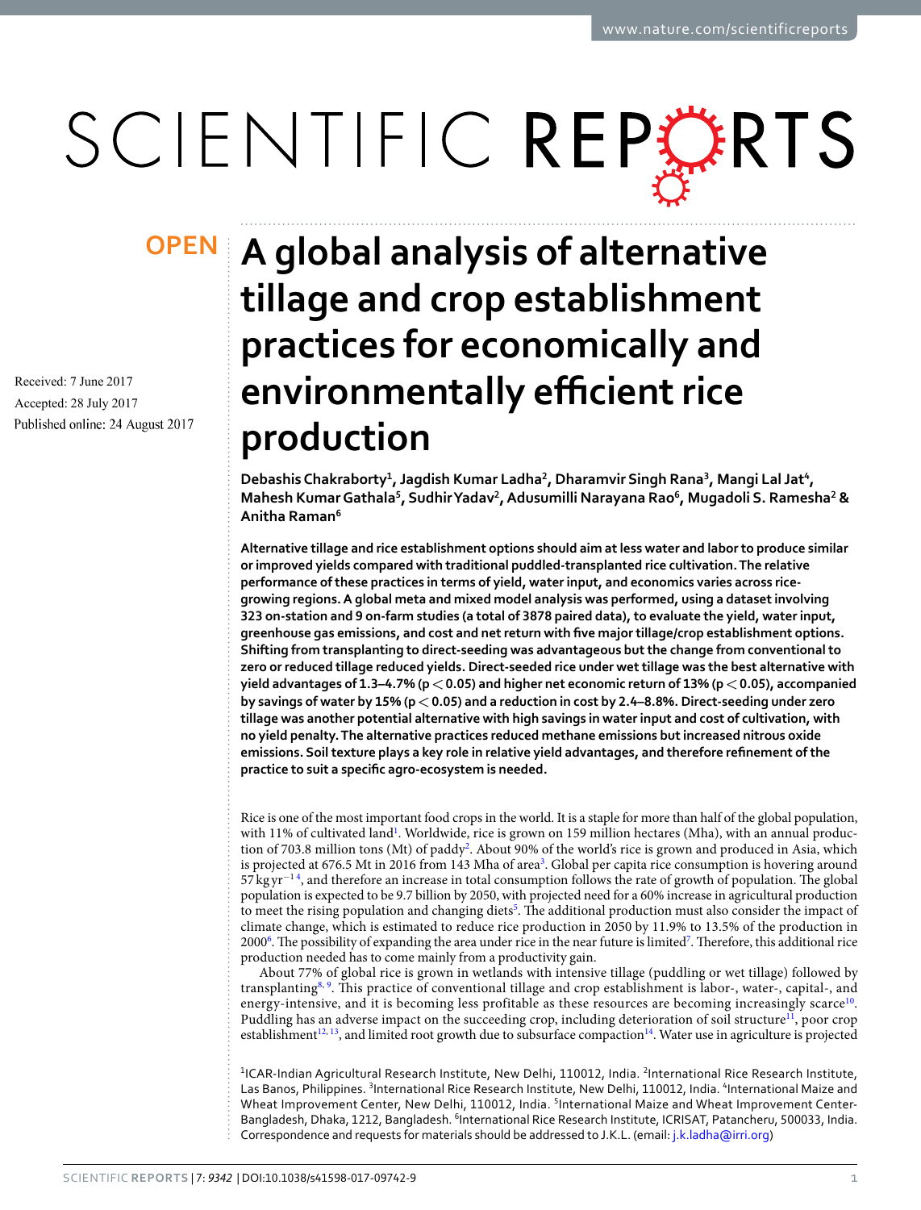OPEN

# A global analysis of alternative tillage and crop establishment practices for economically and environmentally efficient rice production

Received: 7 June 2017
Accepted: 28 July 2017
Published online: 24 August 2017

**Debashis Chakraborty[1], Jagdish Kumar Ladha[2], Dharamvir Singh Rana[3], Mangi Lal Jat[4], Mahesh Kumar Gathala[5], Sudhir Yadav[2], Adusumilli Narayana Rao[6], Mugadoli S. Ramesha[2] & Anitha Raman[6]**

**Alternative tillage and rice establishment options should aim at less water and labor to produce similar or improved yields compared with traditional puddled-transplanted rice cultivation. The relative performance of these practices in terms of yield, water input, and economics varies across rice-growing regions. A global meta and mixed model analysis was performed, using a dataset involving 323 on-station and 9 on-farm studies (a total of 3878 paired data), to evaluate the yield, water input, greenhouse gas emissions, and cost and net return with five major tillage/crop establishment options. Shifting from transplanting to direct-seeding was advantageous but the change from conventional to zero or reduced tillage reduced yields. Direct-seeded rice under wet tillage was the best alternative with yield advantages of 1.3–4.7% ($p < 0.05$) and higher net economic return of 13% ($p < 0.05$), accompanied by savings of water by 15% ($p < 0.05$) and a reduction in cost by 2.4–8.8%. Direct-seeding under zero tillage was another potential alternative with high savings in water input and cost of cultivation, with no yield penalty. The alternative practices reduced methane emissions but increased nitrous oxide emissions. Soil texture plays a key role in relative yield advantages, and therefore refinement of the practice to suit a specific agro-ecosystem is needed.**

Rice is one of the most important food crops in the world. It is a staple for more than half of the global population, with 11% of cultivated land[1]. Worldwide, rice is grown on 159 million hectares (Mha), with an annual production of 703.8 million tons (Mt) of paddy[2]. About 90% of the world's rice is grown and produced in Asia, which is projected at 676.5 Mt in 2016 from 143 Mha of area[3]. Global per capita rice consumption is hovering around 57 kg $yr^{-1}$ [4], and therefore an increase in total consumption follows the rate of growth of population. The global population is expected to be 9.7 billion by 2050, with projected need for a 60% increase in agricultural production to meet the rising population and changing diets[5]. The additional production must also consider the impact of climate change, which is estimated to reduce rice production in 2050 by 11.9% to 13.5% of the production in 2000[6]. The possibility of expanding the area under rice in the near future is limited[7]. Therefore, this additional rice production needed has to come mainly from a productivity gain.

About 77% of global rice is grown in wetlands with intensive tillage (puddling or wet tillage) followed by transplanting[8,9]. This practice of conventional tillage and crop establishment is labor-, water-, capital-, and energy-intensive, and it is becoming less profitable as these resources are becoming increasingly scarce[10]. Puddling has an adverse impact on the succeeding crop, including deterioration of soil structure[11], poor crop establishment[12,13], and limited root growth due to subsurface compaction[14]. Water use in agriculture is projected

[1]ICAR-Indian Agricultural Research Institute, New Delhi, 110012, India. [2]International Rice Research Institute, Las Banos, Philippines. [3]International Rice Research Institute, New Delhi, 110012, India. [4]International Maize and Wheat Improvement Center, New Delhi, 110012, India. [5]International Maize and Wheat Improvement Center-Bangladesh, Dhaka, 1212, Bangladesh. [6]International Rice Research Institute, ICRISAT, Patancheru, 500033, India. Correspondence and requests for materials should be addressed to J.K.L. (email: j.k.ladha@irri.org)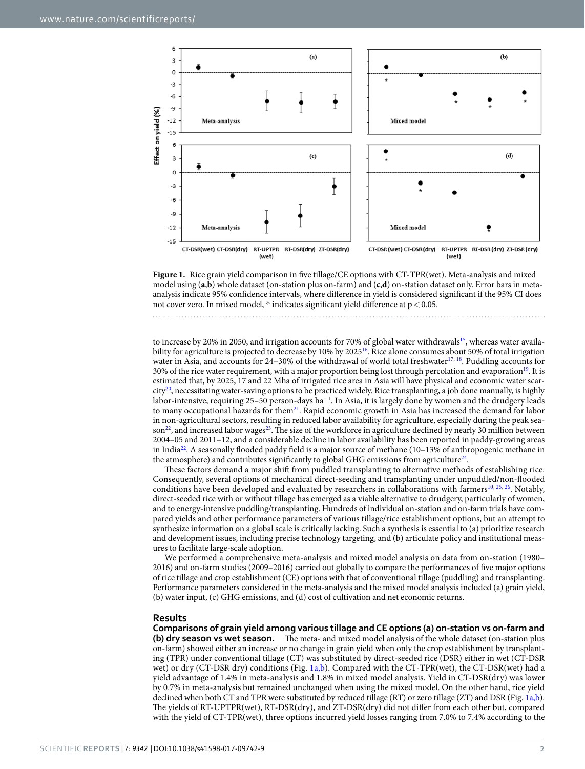**Figure 1.** Rice grain yield comparison in five tillage/CE options with CT-TPR(wet). Meta-analysis and mixed model using (**a**,**b**) whole dataset (on-station plus on-farm) and (**c**,**d**) on-station dataset only. Error bars in meta-analysis indicate 95% confidence intervals, where difference in yield is considered significant if the 95% CI does not cover zero. In mixed model, * indicates significant yield difference at $p < 0.05$.

to increase by 20% in 2050, and irrigation accounts for 70% of global water withdrawals[15], whereas water availability for agriculture is projected to decrease by 10% by 2025[16]. Rice alone consumes about 50% of total irrigation water in Asia, and accounts for 24–30% of the withdrawal of world total freshwater[17,18]. Puddling accounts for 30% of the rice water requirement, with a major proportion being lost through percolation and evaporation[19]. It is estimated that, by 2025, 17 and 22 Mha of irrigated rice area in Asia will have physical and economic water scarcity[20], necessitating water-saving options to be practiced widely. Rice transplanting, a job done manually, is highly labor-intensive, requiring 25–50 person-days $ha^{-1}$. In Asia, it is largely done by women and the drudgery leads to many occupational hazards for them[21]. Rapid economic growth in Asia has increased the demand for labor in non-agricultural sectors, resulting in reduced labor availability for agriculture, especially during the peak season[22], and increased labor wages[23]. The size of the workforce in agriculture declined by nearly 30 million between 2004–05 and 2011–12, and a considerable decline in labor availability has been reported in paddy-growing areas in India[22]. A seasonally flooded paddy field is a major source of methane (10–13% of anthropogenic methane in the atmosphere) and contributes significantly to global GHG emissions from agriculture[24].

These factors demand a major shift from puddled transplanting to alternative methods of establishing rice. Consequently, several options of mechanical direct-seeding and transplanting under unpuddled/non-flooded conditions have been developed and evaluated by researchers in collaborations with farmers[10,25,26]. Notably, direct-seeded rice with or without tillage has emerged as a viable alternative to drudgery, particularly of women, and to energy-intensive puddling/transplanting. Hundreds of individual on-station and on-farm trials have compared yields and other performance parameters of various tillage/rice establishment options, but an attempt to synthesize information on a global scale is critically lacking. Such a synthesis is essential to (a) prioritize research and development issues, including precise technology targeting, and (b) articulate policy and institutional measures to facilitate large-scale adoption.

We performed a comprehensive meta-analysis and mixed model analysis on data from on-station (1980–2016) and on-farm studies (2009–2016) carried out globally to compare the performances of five major options of rice tillage and crop establishment (CE) options with that of conventional tillage (puddling) and transplanting. Performance parameters considered in the meta-analysis and the mixed model analysis included (a) grain yield, (b) water input, (c) GHG emissions, and (d) cost of cultivation and net economic returns.

## Results

**Comparisons of grain yield among various tillage and CE options (a) on-station vs on-farm and (b) dry season vs wet season.** The meta- and mixed model analysis of the whole dataset (on-station plus on-farm) showed either an increase or no change in grain yield when only the crop establishment by transplanting (TPR) under conventional tillage (CT) was substituted by direct-seeded rice (DSR) either in wet (CT-DSR wet) or dry (CT-DSR dry) conditions (Fig. 1a,b). Compared with the CT-TPR(wet), the CT-DSR(wet) had a yield advantage of 1.4% in meta-analysis and 1.8% in mixed model analysis. Yield in CT-DSR(dry) was lower by 0.7% in meta-analysis but remained unchanged when using the mixed model. On the other hand, rice yield declined when both CT and TPR were substituted by reduced tillage (RT) or zero tillage (ZT) and DSR (Fig. 1a,b). The yields of RT-UPTPR(wet), RT-DSR(dry), and ZT-DSR(dry) did not differ from each other but, compared with the yield of CT-TPR(wet), three options incurred yield losses ranging from 7.0% to 7.4% according to the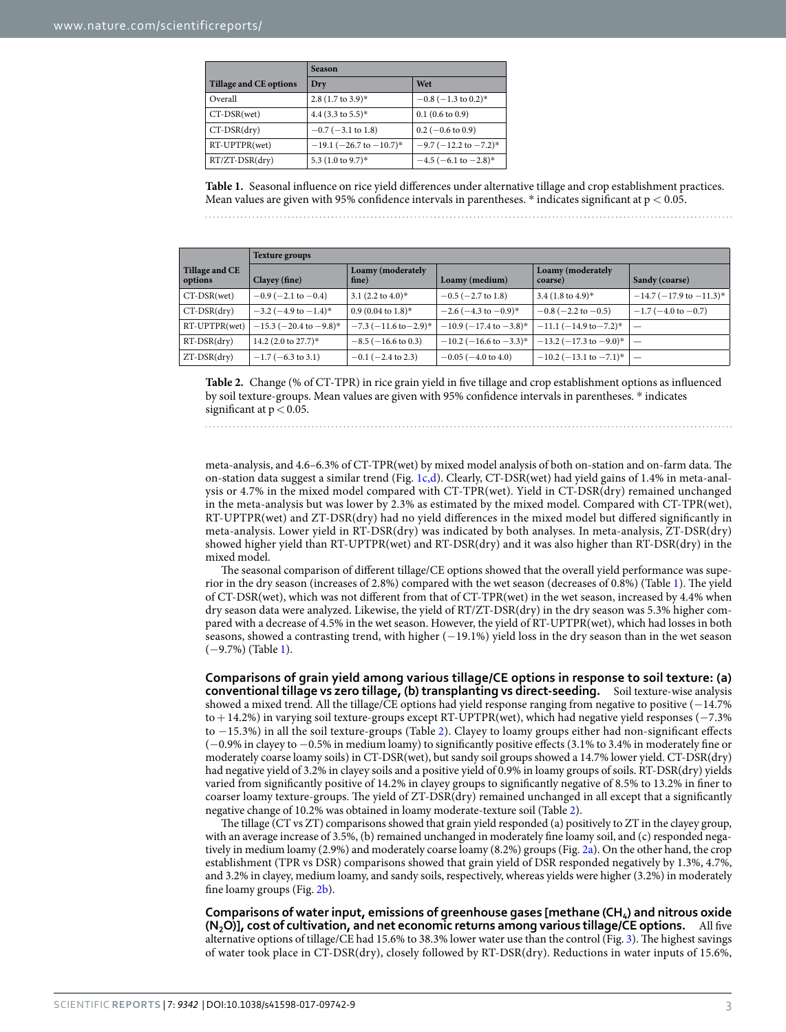| Tillage and CE options | Season | |
|---|---|---|
| | Dry | Wet |
| Overall | 2.8 (1.7 to 3.9)* | −0.8 (−1.3 to 0.2)* |
| CT-DSR(wet) | 4.4 (3.3 to 5.5)* | 0.1 (0.6 to 0.9) |
| CT-DSR(dry) | −0.7 (−3.1 to 1.8) | 0.2 (−0.6 to 0.9) |
| RT-UPTPR(wet) | −19.1 (−26.7 to −10.7)* | −9.7 (−12.2 to −7.2)* |
| RT/ZT-DSR(dry) | 5.3 (1.0 to 9.7)* | −4.5 (−6.1 to −2.8)* |

**Table 1.** Seasonal influence on rice yield differences under alternative tillage and crop establishment practices. Mean values are given with 95% confidence intervals in parentheses. * indicates significant at $p < 0.05$.

| Tillage and CE options | Texture groups | | | | |
|---|---|---|---|---|---|
| | Clayey (fine) | Loamy (moderately fine) | Loamy (medium) | Loamy (moderately coarse) | Sandy (coarse) |
| CT-DSR(wet) | −0.9 (−2.1 to −0.4) | 3.1 (2.2 to 4.0)* | −0.5 (−2.7 to 1.8) | 3.4 (1.8 to 4.9)* | −14.7 (−17.9 to −11.3)* |
| CT-DSR(dry) | −3.2 (−4.9 to −1.4)* | 0.9 (0.04 to 1.8)* | −2.6 (−4.3 to −0.9)* | −0.8 (−2.2 to −0.5) | −1.7 (−4.0 to −0.7) |
| RT-UPTPR(wet) | −15.3 (−20.4 to −9.8)* | −7.3 (−11.6 to−2.9)* | −10.9 (−17.4 to −3.8)* | −11.1 (−14.9 to−7.2)* | — |
| RT-DSR(dry) | 14.2 (2.0 to 27.7)* | −8.5 (−16.6 to 0.3) | −10.2 (−16.6 to −3.3)* | −13.2 (−17.3 to −9.0)* | — |
| ZT-DSR(dry) | −1.7 (−6.3 to 3.1) | −0.1 (−2.4 to 2.3) | −0.05 (−4.0 to 4.0) | −10.2 (−13.1 to −7.1)* | — |

**Table 2.** Change (% of CT-TPR) in rice grain yield in five tillage and crop establishment options as influenced by soil texture-groups. Mean values are given with 95% confidence intervals in parentheses. * indicates significant at $p < 0.05$.

meta-analysis, and 4.6–6.3% of CT-TPR(wet) by mixed model analysis of both on-station and on-farm data. The on-station data suggest a similar trend (Fig. 1c,d). Clearly, CT-DSR(wet) had yield gains of 1.4% in meta-analysis or 4.7% in the mixed model compared with CT-TPR(wet). Yield in CT-DSR(dry) remained unchanged in the meta-analysis but was lower by 2.3% as estimated by the mixed model. Compared with CT-TPR(wet), RT-UPTPR(wet) and ZT-DSR(dry) had no yield differences in the mixed model but differed significantly in meta-analysis. Lower yield in RT-DSR(dry) was indicated by both analyses. In meta-analysis, ZT-DSR(dry) showed higher yield than RT-UPTPR(wet) and RT-DSR(dry) and it was also higher than RT-DSR(dry) in the mixed model.

The seasonal comparison of different tillage/CE options showed that the overall yield performance was superior in the dry season (increases of 2.8%) compared with the wet season (decreases of 0.8%) (Table 1). The yield of CT-DSR(wet), which was not different from that of CT-TPR(wet) in the wet season, increased by 4.4% when dry season data were analyzed. Likewise, the yield of RT/ZT-DSR(dry) in the dry season was 5.3% higher compared with a decrease of 4.5% in the wet season. However, the yield of RT-UPTPR(wet), which had losses in both seasons, showed a contrasting trend, with higher (−19.1%) yield loss in the dry season than in the wet season (−9.7%) (Table 1).

**Comparisons of grain yield among various tillage/CE options in response to soil texture: (a) conventional tillage vs zero tillage, (b) transplanting vs direct-seeding.** Soil texture-wise analysis showed a mixed trend. All the tillage/CE options had yield response ranging from negative to positive (−14.7% to + 14.2%) in varying soil texture-groups except RT-UPTPR(wet), which had negative yield responses (−7.3% to −15.3%) in all the soil texture-groups (Table 2). Clayey to loamy groups either had non-significant effects (−0.9% in clayey to −0.5% in medium loamy) to significantly positive effects (3.1% to 3.4% in moderately fine or moderately coarse loamy soils) in CT-DSR(wet), but sandy soil groups showed a 14.7% lower yield. CT-DSR(dry) had negative yield of 3.2% in clayey soils and a positive yield of 0.9% in loamy groups of soils. RT-DSR(dry) yields varied from significantly positive of 14.2% in clayey groups to significantly negative of 8.5% to 13.2% in finer to coarser loamy texture-groups. The yield of ZT-DSR(dry) remained unchanged in all except that a significantly negative change of 10.2% was obtained in loamy moderate-texture soil (Table 2).

The tillage (CT vs ZT) comparisons showed that grain yield responded (a) positively to ZT in the clayey group, with an average increase of 3.5%, (b) remained unchanged in moderately fine loamy soil, and (c) responded negatively in medium loamy (2.9%) and moderately coarse loamy (8.2%) groups (Fig. 2a). On the other hand, the crop establishment (TPR vs DSR) comparisons showed that grain yield of DSR responded negatively by 1.3%, 4.7%, and 3.2% in clayey, medium loamy, and sandy soils, respectively, whereas yields were higher (3.2%) in moderately fine loamy groups (Fig. 2b).

**Comparisons of water input, emissions of greenhouse gases [methane ($CH_4$) and nitrous oxide ($N_2O$)], cost of cultivation, and net economic returns among various tillage/CE options.** All five alternative options of tillage/CE had 15.6% to 38.3% lower water use than the control (Fig. 3). The highest savings of water took place in CT-DSR(dry), closely followed by RT-DSR(dry). Reductions in water inputs of 15.6%,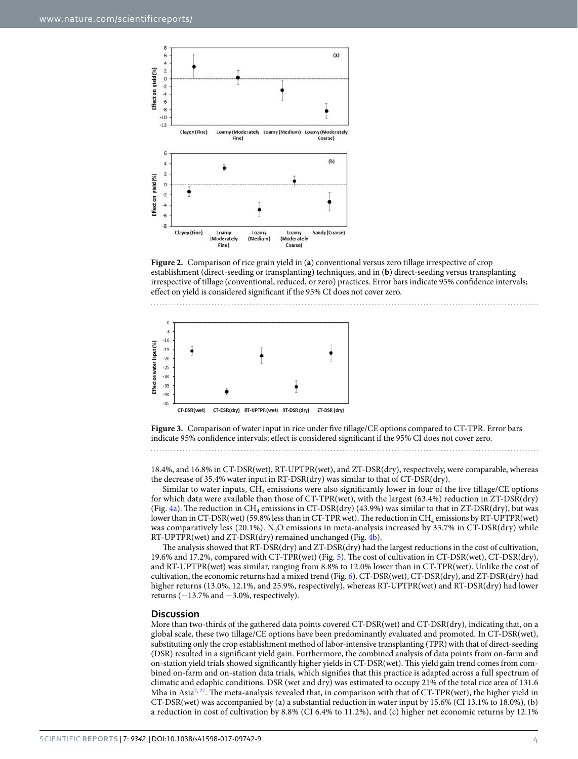Figure 2. Comparison of rice grain yield in (**a**) conventional versus zero tillage irrespective of crop establishment (direct-seeding or transplanting) techniques, and in (**b**) direct-seeding versus transplanting irrespective of tillage (conventional, reduced, or zero) practices. Error bars indicate 95% confidence intervals; effect on yield is considered significant if the 95% CI does not cover zero.

Figure 3. Comparison of water input in rice under five tillage/CE options compared to CT-TPR. Error bars indicate 95% confidence intervals; effect is considered significant if the 95% CI does not cover zero.

18.4%, and 16.8% in CT-DSR(wet), RT-UPTPR(wet), and ZT-DSR(dry), respectively, were comparable, whereas the decrease of 35.4% water input in RT-DSR(dry) was similar to that of CT-DSR(dry).

Similar to water inputs, $CH_4$ emissions were also significantly lower in four of the five tillage/CE options for which data were available than those of CT-TPR(wet), with the largest (63.4%) reduction in ZT-DSR(dry) (Fig. 4a). The reduction in $CH_4$ emissions in CT-DSR(dry) (43.9%) was similar to that in ZT-DSR(dry), but was lower than in CT-DSR(wet) (59.8% less than in CT-TPR wet). The reduction in $CH_4$ emissions by RT-UPTPR(wet) was comparatively less (20.1%). $N_2O$ emissions in meta-analysis increased by 33.7% in CT-DSR(dry) while RT-UPTPR(wet) and ZT-DSR(dry) remained unchanged (Fig. 4b).

The analysis showed that RT-DSR(dry) and ZT-DSR(dry) had the largest reductions in the cost of cultivation, 19.6% and 17.2%, compared with CT-TPR(wet) (Fig. 5). The cost of cultivation in CT-DSR(wet), CT-DSR(dry), and RT-UPTPR(wet) was similar, ranging from 8.8% to 12.0% lower than in CT-TPR(wet). Unlike the cost of cultivation, the economic returns had a mixed trend (Fig. 6). CT-DSR(wet), CT-DSR(dry), and ZT-DSR(dry) had higher returns (13.0%, 12.1%, and 25.9%, respectively), whereas RT-UPTPR(wet) and RT-DSR(dry) had lower returns (−13.7% and −3.0%, respectively).

## Discussion

More than two-thirds of the gathered data points covered CT-DSR(wet) and CT-DSR(dry), indicating that, on a global scale, these two tillage/CE options have been predominantly evaluated and promoted. In CT-DSR(wet), substituting only the crop establishment method of labor-intensive transplanting (TPR) with that of direct-seeding (DSR) resulted in a significant yield gain. Furthermore, the combined analysis of data points from on-farm and on-station yield trials showed significantly higher yields in CT-DSR(wet). This yield gain trend comes from combined on-farm and on-station data trials, which signifies that this practice is adapted across a full spectrum of climatic and edaphic conditions. DSR (wet and dry) was estimated to occupy 21% of the total rice area of 131.6 Mha in Asia[7,27]. The meta-analysis revealed that, in comparison with that of CT-TPR(wet), the higher yield in CT-DSR(wet) was accompanied by (a) a substantial reduction in water input by 15.6% (CI 13.1% to 18.0%), (b) a reduction in cost of cultivation by 8.8% (CI 6.4% to 11.2%), and (c) higher net economic returns by 12.1%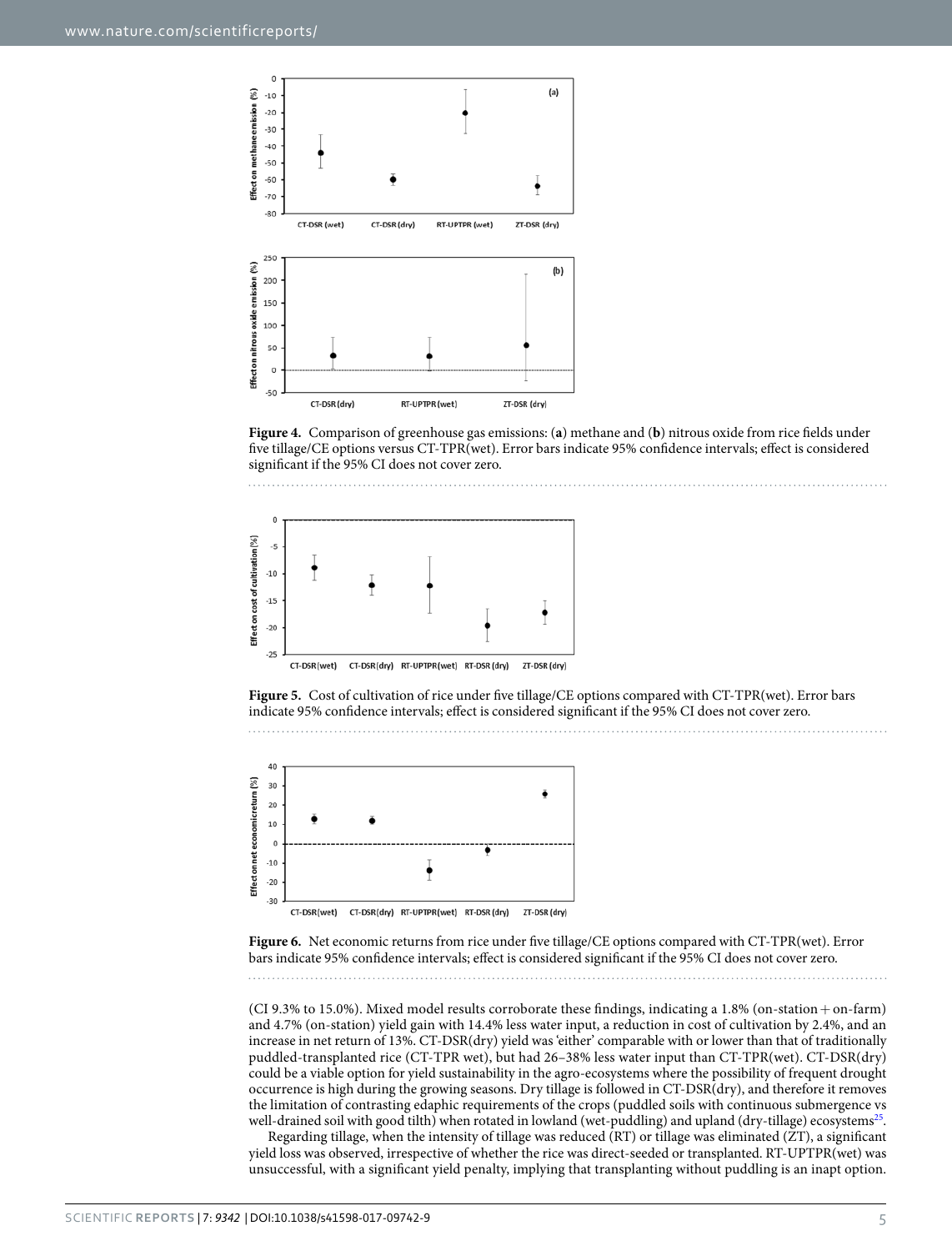**Figure 4.** Comparison of greenhouse gas emissions: (**a**) methane and (**b**) nitrous oxide from rice fields under five tillage/CE options versus CT-TPR(wet). Error bars indicate 95% confidence intervals; effect is considered significant if the 95% CI does not cover zero.

**Figure 5.** Cost of cultivation of rice under five tillage/CE options compared with CT-TPR(wet). Error bars indicate 95% confidence intervals; effect is considered significant if the 95% CI does not cover zero.

**Figure 6.** Net economic returns from rice under five tillage/CE options compared with CT-TPR(wet). Error bars indicate 95% confidence intervals; effect is considered significant if the 95% CI does not cover zero.

(CI 9.3% to 15.0%). Mixed model results corroborate these findings, indicating a 1.8% (on-station + on-farm) and 4.7% (on-station) yield gain with 14.4% less water input, a reduction in cost of cultivation by 2.4%, and an increase in net return of 13%. CT-DSR(dry) yield was 'either' comparable with or lower than that of traditionally puddled-transplanted rice (CT-TPR wet), but had 26–38% less water input than CT-TPR(wet). CT-DSR(dry) could be a viable option for yield sustainability in the agro-ecosystems where the possibility of frequent drought occurrence is high during the growing seasons. Dry tillage is followed in CT-DSR(dry), and therefore it removes the limitation of contrasting edaphic requirements of the crops (puddled soils with continuous submergence vs well-drained soil with good tilth) when rotated in lowland (wet-puddling) and upland (dry-tillage) ecosystems[25].

Regarding tillage, when the intensity of tillage was reduced (RT) or tillage was eliminated (ZT), a significant yield loss was observed, irrespective of whether the rice was direct-seeded or transplanted. RT-UPTPR(wet) was unsuccessful, with a significant yield penalty, implying that transplanting without puddling is an inapt option.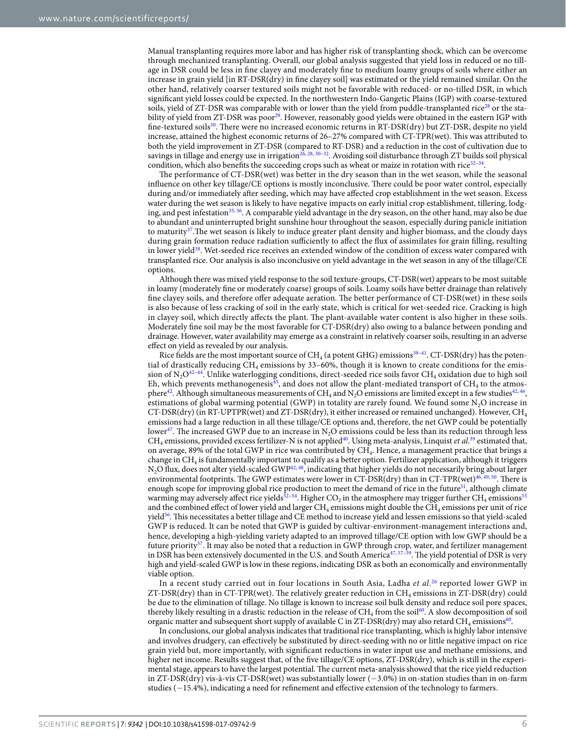Manual transplanting requires more labor and has higher risk of transplanting shock, which can be overcome through mechanized transplanting. Overall, our global analysis suggested that yield loss in reduced or no tillage in DSR could be less in fine clayey and moderately fine to medium loamy groups of soils where either an increase in grain yield [in RT-DSR(dry) in fine clayey soil] was estimated or the yield remained similar. On the other hand, relatively coarser textured soils might not be favorable with reduced- or no-tilled DSR, in which significant yield losses could be expected. In the northwestern Indo-Gangetic Plains (IGP) with coarse-textured soils, yield of ZT-DSR was comparable with or lower than the yield from puddle-transplanted rice[28] or the stability of yield from ZT-DSR was poor[29]. However, reasonably good yields were obtained in the eastern IGP with fine-textured soils[30]. There were no increased economic returns in RT-DSR(dry) but ZT-DSR, despite no yield increase, attained the highest economic returns of 26–27% compared with CT-TPR(wet). This was attributed to both the yield improvement in ZT-DSR (compared to RT-DSR) and a reduction in the cost of cultivation due to savings in tillage and energy use in irrigation[26, 28, 30–32]. Avoiding soil disturbance through ZT builds soil physical condition, which also benefits the succeeding crops such as wheat or maize in rotation with rice[32–34].

The performance of CT-DSR(wet) was better in the dry season than in the wet season, while the seasonal influence on other key tillage/CE options is mostly inconclusive. There could be poor water control, especially during and/or immediately after seeding, which may have affected crop establishment in the wet season. Excess water during the wet season is likely to have negative impacts on early initial crop establishment, tillering, lodging, and pest infestation[35, 36]. A comparable yield advantage in the dry season, on the other hand, may also be due to abundant and uninterrupted bright sunshine hour throughout the season, especially during panicle initiation to maturity[37].The wet season is likely to induce greater plant density and higher biomass, and the cloudy days during grain formation reduce radiation sufficiently to affect the flux of assimilates for grain filling, resulting in lower yield[38]. Wet-seeded rice receives an extended window of the condition of excess water compared with transplanted rice. Our analysis is also inconclusive on yield advantage in the wet season in any of the tillage/CE options.

Although there was mixed yield response to the soil texture-groups, CT-DSR(wet) appears to be most suitable in loamy (moderately fine or moderately coarse) groups of soils. Loamy soils have better drainage than relatively fine clayey soils, and therefore offer adequate aeration. The better performance of CT-DSR(wet) in these soils is also because of less cracking of soil in the early state, which is critical for wet-seeded rice. Cracking is high in clayey soil, which directly affects the plant. The plant-available water content is also higher in these soils. Moderately fine soil may be the most favorable for CT-DSR(dry) also owing to a balance between ponding and drainage. However, water availability may emerge as a constraint in relatively coarser soils, resulting in an adverse effect on yield as revealed by our analysis.

Rice fields are the most important source of $CH_4$ (a potent GHG) emissions[39–41]. CT-DSR(dry) has the potential of drastically reducing $CH_4$ emissions by 33–60%, though it is known to create conditions for the emission of $N_2O$[42–44]. Unlike waterlogging conditions, direct-seeded rice soils favor $CH_4$ oxidation due to high soil Eh, which prevents methanogenesis[45], and does not allow the plant-mediated transport of $CH_4$ to the atmosphere[42]. Although simultaneous measurements of $CH_4$ and $N_2O$ emissions are limited except in a few studies[42, 46], estimations of global warming potential (GWP) in totality are rarely found. We found some $N_2O$ increase in CT-DSR(dry) (in RT-UPTPR(wet) and ZT-DSR(dry), it either increased or remained unchanged). However, $CH_4$ emissions had a large reduction in all these tillage/CE options and, therefore, the net GWP could be potentially lower[47]. The increased GWP due to an increase in $N_2O$ emissions could be less than its reduction through less $CH_4$ emissions, provided excess fertilizer-N is not applied[40]. Using meta-analysis, Linquist *et al.*[39] estimated that, on average, 89% of the total GWP in rice was contributed by $CH_4$. Hence, a management practice that brings a change in $CH_4$ is fundamentally important to qualify as a better option. Fertilizer application, although it triggers $N_2O$ flux, does not alter yield-scaled GWP[42, 48], indicating that higher yields do not necessarily bring about larger environmental footprints. The GWP estimates were lower in CT-DSR(dry) than in CT-TPR(wet)[46, 49, 50]. There is enough scope for improving global rice production to meet the demand of rice in the future[51], although climate warming may adversely affect rice yields[52–54]. Higher $CO_2$ in the atmosphere may trigger further $CH_4$ emissions[55] and the combined effect of lower yield and larger $CH_4$ emissions might double the $CH_4$ emissions per unit of rice yield[56]. This necessitates a better tillage and CE method to increase yield and lessen emissions so that yield-scaled GWP is reduced. It can be noted that GWP is guided by cultivar-environment-management interactions and, hence, developing a high-yielding variety adapted to an improved tillage/CE option with low GWP should be a future priority[57]. It may also be noted that a reduction in GWP through crop, water, and fertilizer management in DSR has been extensively documented in the U.S. and South America[47, 57–59]. The yield potential of DSR is very high and yield-scaled GWP is low in these regions, indicating DSR as both an economically and environmentally viable option.

In a recent study carried out in four locations in South Asia, Ladha *et al.*[26] reported lower GWP in ZT-DSR(dry) than in CT-TPR(wet). The relatively greater reduction in $CH_4$ emissions in ZT-DSR(dry) could be due to the elimination of tillage. No tillage is known to increase soil bulk density and reduce soil pore spaces, thereby likely resulting in a drastic reduction in the release of $CH_4$ from the soil[60]. A slow decomposition of soil organic matter and subsequent short supply of available C in ZT-DSR(dry) may also retard $CH_4$ emissions[60].

In conclusions, our global analysis indicates that traditional rice transplanting, which is highly labor intensive and involves drudgery, can effectively be substituted by direct-seeding with no or little negative impact on rice grain yield but, more importantly, with significant reductions in water input use and methane emissions, and higher net income. Results suggest that, of the five tillage/CE options, ZT-DSR(dry), which is still in the experimental stage, appears to have the largest potential. The current meta-analysis showed that the rice yield reduction in ZT-DSR(dry) vis-à-vis CT-DSR(wet) was substantially lower (−3.0%) in on-station studies than in on-farm studies (−15.4%), indicating a need for refinement and effective extension of the technology to farmers.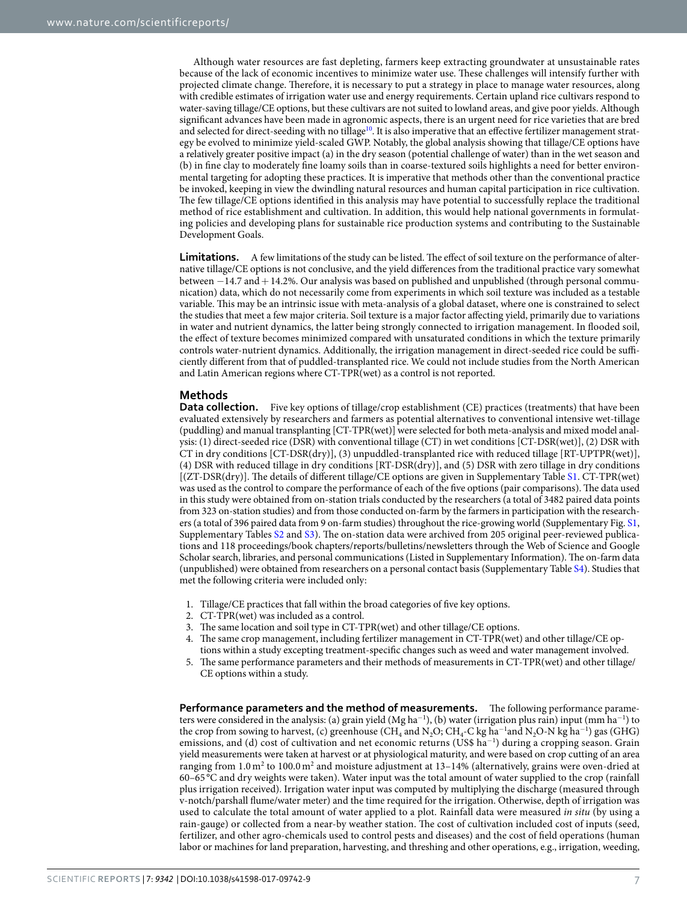Although water resources are fast depleting, farmers keep extracting groundwater at unsustainable rates because of the lack of economic incentives to minimize water use. These challenges will intensify further with projected climate change. Therefore, it is necessary to put a strategy in place to manage water resources, along with credible estimates of irrigation water use and energy requirements. Certain upland rice cultivars respond to water-saving tillage/CE options, but these cultivars are not suited to lowland areas, and give poor yields. Although significant advances have been made in agronomic aspects, there is an urgent need for rice varieties that are bred and selected for direct-seeding with no tillage[10]. It is also imperative that an effective fertilizer management strategy be evolved to minimize yield-scaled GWP. Notably, the global analysis showing that tillage/CE options have a relatively greater positive impact (a) in the dry season (potential challenge of water) than in the wet season and (b) in fine clay to moderately fine loamy soils than in coarse-textured soils highlights a need for better environmental targeting for adopting these practices. It is imperative that methods other than the conventional practice be invoked, keeping in view the dwindling natural resources and human capital participation in rice cultivation. The few tillage/CE options identified in this analysis may have potential to successfully replace the traditional method of rice establishment and cultivation. In addition, this would help national governments in formulating policies and developing plans for sustainable rice production systems and contributing to the Sustainable Development Goals.

**Limitations.** A few limitations of the study can be listed. The effect of soil texture on the performance of alternative tillage/CE options is not conclusive, and the yield differences from the traditional practice vary somewhat between −14.7 and +14.2%. Our analysis was based on published and unpublished (through personal communication) data, which do not necessarily come from experiments in which soil texture was included as a testable variable. This may be an intrinsic issue with meta-analysis of a global dataset, where one is constrained to select the studies that meet a few major criteria. Soil texture is a major factor affecting yield, primarily due to variations in water and nutrient dynamics, the latter being strongly connected to irrigation management. In flooded soil, the effect of texture becomes minimized compared with unsaturated conditions in which the texture primarily controls water-nutrient dynamics. Additionally, the irrigation management in direct-seeded rice could be sufficiently different from that of puddled-transplanted rice. We could not include studies from the North American and Latin American regions where CT-TPR(wet) as a control is not reported.

## Methods

**Data collection.** Five key options of tillage/crop establishment (CE) practices (treatments) that have been evaluated extensively by researchers and farmers as potential alternatives to conventional intensive wet-tillage (puddling) and manual transplanting [CT-TPR(wet)] were selected for both meta-analysis and mixed model analysis: (1) direct-seeded rice (DSR) with conventional tillage (CT) in wet conditions [CT-DSR(wet)], (2) DSR with CT in dry conditions [CT-DSR(dry)], (3) unpuddled-transplanted rice with reduced tillage [RT-UPTPR(wet)], (4) DSR with reduced tillage in dry conditions [RT-DSR(dry)], and (5) DSR with zero tillage in dry conditions [(ZT-DSR(dry)]. The details of different tillage/CE options are given in Supplementary Table S1. CT-TPR(wet) was used as the control to compare the performance of each of the five options (pair comparisons). The data used in this study were obtained from on-station trials conducted by the researchers (a total of 3482 paired data points from 323 on-station studies) and from those conducted on-farm by the farmers in participation with the researchers (a total of 396 paired data from 9 on-farm studies) throughout the rice-growing world (Supplementary Fig. S1, Supplementary Tables S2 and S3). The on-station data were archived from 205 original peer-reviewed publications and 118 proceedings/book chapters/reports/bulletins/newsletters through the Web of Science and Google Scholar search, libraries, and personal communications (Listed in Supplementary Information). The on-farm data (unpublished) were obtained from researchers on a personal contact basis (Supplementary Table S4). Studies that met the following criteria were included only:

1. Tillage/CE practices that fall within the broad categories of five key options.
2. CT-TPR(wet) was included as a control.
3. The same location and soil type in CT-TPR(wet) and other tillage/CE options.
4. The same crop management, including fertilizer management in CT-TPR(wet) and other tillage/CE options within a study excepting treatment-specific changes such as weed and water management involved.
5. The same performance parameters and their methods of measurements in CT-TPR(wet) and other tillage/CE options within a study.

**Performance parameters and the method of measurements.** The following performance parameters were considered in the analysis: (a) grain yield (Mg ha$^{-1}$), (b) water (irrigation plus rain) input (mm ha$^{-1}$) to the crop from sowing to harvest, (c) greenhouse ($CH_4$ and $N_2O$; $CH_4$-C kg ha$^{-1}$and $N_2O$-N kg ha$^{-1}$) gas (GHG) emissions, and (d) cost of cultivation and net economic returns (US\$ ha$^{-1}$) during a cropping season. Grain yield measurements were taken at harvest or at physiological maturity, and were based on crop cutting of an area ranging from 1.0 m$^2$ to 100.0 m$^2$ and moisture adjustment at 13–14% (alternatively, grains were oven-dried at 60–65 °C and dry weights were taken). Water input was the total amount of water supplied to the crop (rainfall plus irrigation received). Irrigation water input was computed by multiplying the discharge (measured through v-notch/parshall flume/water meter) and the time required for the irrigation. Otherwise, depth of irrigation was used to calculate the total amount of water applied to a plot. Rainfall data were measured *in situ* (by using a rain-gauge) or collected from a near-by weather station. The cost of cultivation included cost of inputs (seed, fertilizer, and other agro-chemicals used to control pests and diseases) and the cost of field operations (human labor or machines for land preparation, harvesting, and threshing and other operations, e.g., irrigation, weeding,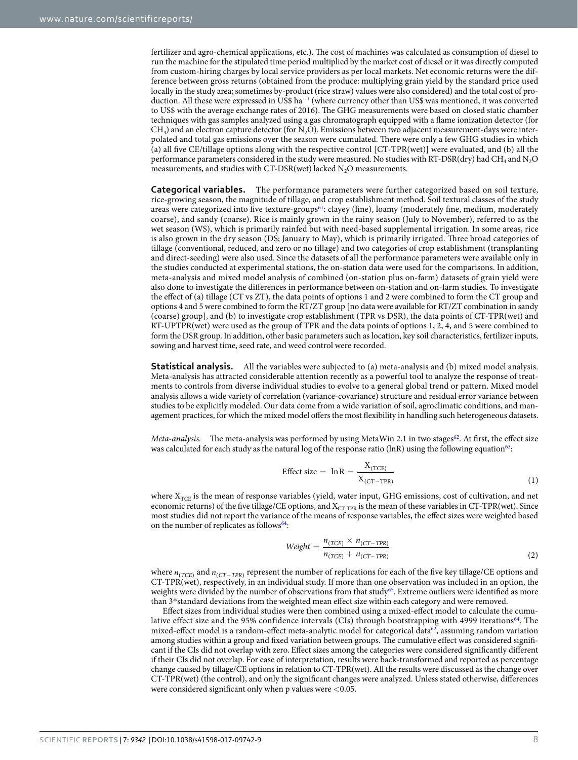fertilizer and agro-chemical applications, etc.). The cost of machines was calculated as consumption of diesel to run the machine for the stipulated time period multiplied by the market cost of diesel or it was directly computed from custom-hiring charges by local service providers as per local markets. Net economic returns were the difference between gross returns (obtained from the produce: multiplying grain yield by the standard price used locally in the study area; sometimes by-product (rice straw) values were also considered) and the total cost of production. All these were expressed in US\$ $ha^{-1}$ (where currency other than US\$ was mentioned, it was converted to US\$ with the average exchange rates of 2016). The GHG measurements were based on closed static chamber techniques with gas samples analyzed using a gas chromatograph equipped with a flame ionization detector (for $CH_4$) and an electron capture detector (for $N_2O$). Emissions between two adjacent measurement-days were interpolated and total gas emissions over the season were cumulated. There were only a few GHG studies in which (a) all five CE/tillage options along with the respective control [CT-TPR(wet)] were evaluated, and (b) all the performance parameters considered in the study were measured. No studies with RT-DSR(dry) had $CH_4$ and $N_2O$ measurements, and studies with CT-DSR(wet) lacked $N_2O$ measurements.

**Categorical variables.** The performance parameters were further categorized based on soil texture, rice-growing season, the magnitude of tillage, and crop establishment method. Soil textural classes of the study areas were categorized into five texture-groups[61]: clayey (fine), loamy (moderately fine, medium, moderately coarse), and sandy (coarse). Rice is mainly grown in the rainy season (July to November), referred to as the wet season (WS), which is primarily rainfed but with need-based supplemental irrigation. In some areas, rice is also grown in the dry season (DS; January to May), which is primarily irrigated. Three broad categories of tillage (conventional, reduced, and zero or no tillage) and two categories of crop establishment (transplanting and direct-seeding) were also used. Since the datasets of all the performance parameters were available only in the studies conducted at experimental stations, the on-station data were used for the comparisons. In addition, meta-analysis and mixed model analysis of combined (on-station plus on-farm) datasets of grain yield were also done to investigate the differences in performance between on-station and on-farm studies. To investigate the effect of (a) tillage (CT vs ZT), the data points of options 1 and 2 were combined to form the CT group and options 4 and 5 were combined to form the RT/ZT group [no data were available for RT/ZT combination in sandy (coarse) group], and (b) to investigate crop establishment (TPR vs DSR), the data points of CT-TPR(wet) and RT-UPTPR(wet) were used as the group of TPR and the data points of options 1, 2, 4, and 5 were combined to form the DSR group. In addition, other basic parameters such as location, key soil characteristics, fertilizer inputs, sowing and harvest time, seed rate, and weed control were recorded.

**Statistical analysis.** All the variables were subjected to (a) meta-analysis and (b) mixed model analysis. Meta-analysis has attracted considerable attention recently as a powerful tool to analyze the response of treatments to controls from diverse individual studies to evolve to a general global trend or pattern. Mixed model analysis allows a wide variety of correlation (variance-covariance) structure and residual error variance between studies to be explicitly modeled. Our data come from a wide variation of soil, agroclimatic conditions, and management practices, for which the mixed model offers the most flexibility in handling such heterogeneous datasets.

*Meta-analysis.* The meta-analysis was performed by using MetaWin 2.1 in two stages[62]. At first, the effect size was calculated for each study as the natural log of the response ratio (lnR) using the following equation[63]:

$$\text{Effect size} = \ln R = \frac{X_{(TCE)}}{X_{(CT-TPR)}} \tag{1}$$

where $X_{TCE}$ is the mean of response variables (yield, water input, GHG emissions, cost of cultivation, and net economic returns) of the five tillage/CE options, and $X_{CT\text{-}TPR}$ is the mean of these variables in CT-TPR(wet). Since most studies did not report the variance of the means of response variables, the effect sizes were weighted based on the number of replicates as follows[64]:

$$Weight = \frac{n_{(TCE)} \times n_{(CT-TPR)}}{n_{(TCE)} + n_{(CT-TPR)}} \tag{2}$$

where $n_{(TCE)}$ and $n_{(CT-TPR)}$ represent the number of replications for each of the five key tillage/CE options and CT-TPR(wet), respectively, in an individual study. If more than one observation was included in an option, the weights were divided by the number of observations from that study[65]. Extreme outliers were identified as more than 3*standard deviations from the weighted mean effect size within each category and were removed.

Effect sizes from individual studies were then combined using a mixed-effect model to calculate the cumulative effect size and the 95% confidence intervals (CIs) through bootstrapping with 4999 iterations[64]. The mixed-effect model is a random-effect meta-analytic model for categorical data[62], assuming random variation among studies within a group and fixed variation between groups. The cumulative effect was considered significant if the CIs did not overlap with zero. Effect sizes among the categories were considered significantly different if their CIs did not overlap. For ease of interpretation, results were back-transformed and reported as percentage change caused by tillage/CE options in relation to CT-TPR(wet). All the results were discussed as the change over CT-TPR(wet) (the control), and only the significant changes were analyzed. Unless stated otherwise, differences were considered significant only when p values were $<0.05$.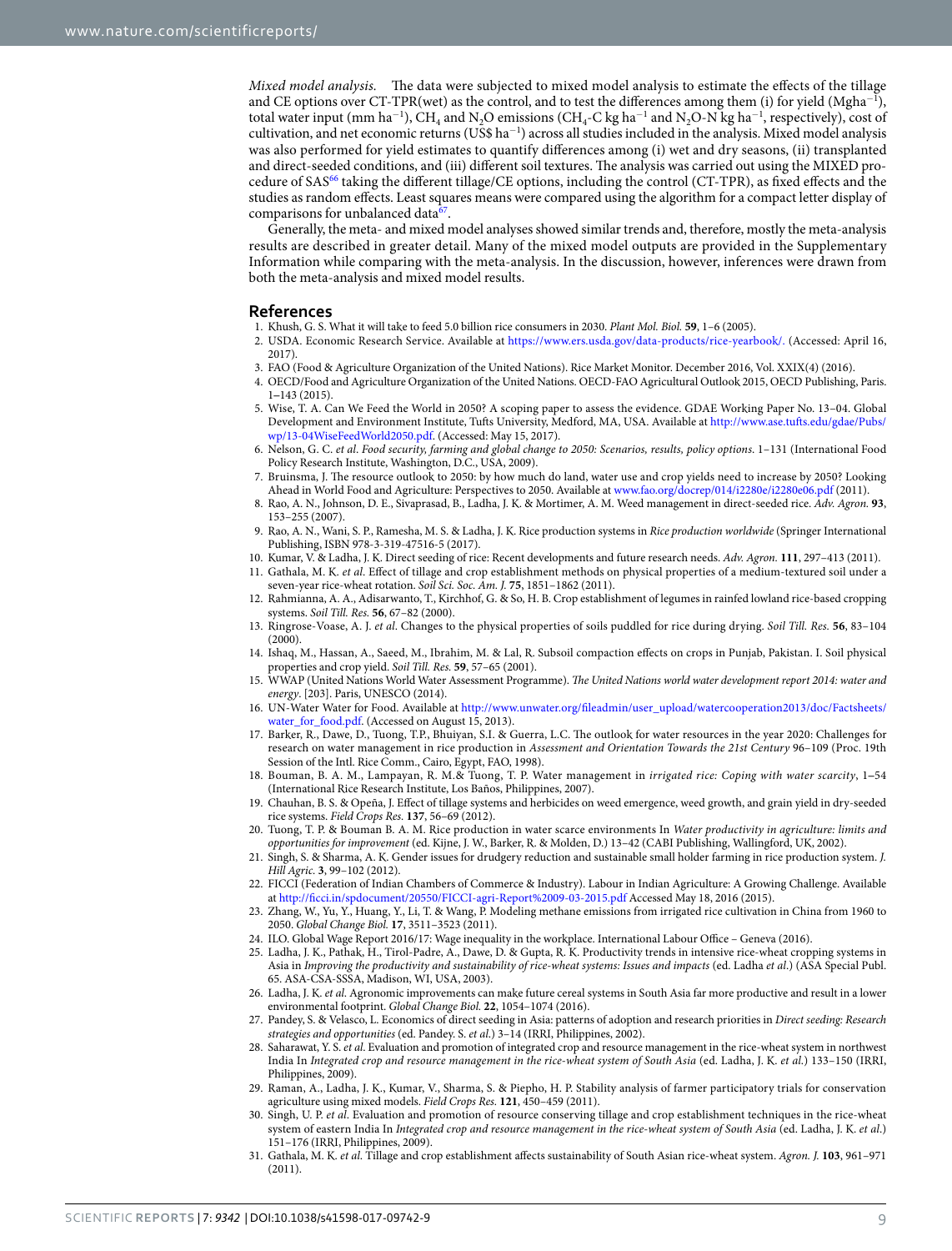*Mixed model analysis.* The data were subjected to mixed model analysis to estimate the effects of the tillage and CE options over CT-TPR(wet) as the control, and to test the differences among them (i) for yield (Mgha$^{-1}$), total water input (mm ha$^{-1}$), $CH_4$ and $N_2O$ emissions ($CH_4$-C kg ha$^{-1}$ and $N_2O$-N kg ha$^{-1}$, respectively), cost of cultivation, and net economic returns (US\$ ha$^{-1}$) across all studies included in the analysis. Mixed model analysis was also performed for yield estimates to quantify differences among (i) wet and dry seasons, (ii) transplanted and direct-seeded conditions, and (iii) different soil textures. The analysis was carried out using the MIXED procedure of SAS[66] taking the different tillage/CE options, including the control (CT-TPR), as fixed effects and the studies as random effects. Least squares means were compared using the algorithm for a compact letter display of comparisons for unbalanced data[67].

Generally, the meta- and mixed model analyses showed similar trends and, therefore, mostly the meta-analysis results are described in greater detail. Many of the mixed model outputs are provided in the Supplementary Information while comparing with the meta-analysis. In the discussion, however, inferences were drawn from both the meta-analysis and mixed model results.

## References

1. Khush, G. S. What it will take to feed 5.0 billion rice consumers in 2030. *Plant Mol. Biol.* **59**, 1–6 (2005).
2. USDA. Economic Research Service. Available at https://www.ers.usda.gov/data-products/rice-yearbook/. (Accessed: April 16, 2017).
3. FAO (Food & Agriculture Organization of the United Nations). Rice Market Monitor. December 2016, Vol. XXIX(4) (2016).
4. OECD/Food and Agriculture Organization of the United Nations. OECD-FAO Agricultural Outlook 2015, OECD Publishing, Paris. 1–143 (2015).
5. Wise, T. A. Can We Feed the World in 2050? A scoping paper to assess the evidence. GDAE Working Paper No. 13–04. Global Development and Environment Institute, Tufts University, Medford, MA, USA. Available at http://www.ase.tufts.edu/gdae/Pubs/wp/13-04WiseFeedWorld2050.pdf. (Accessed: May 15, 2017).
6. Nelson, G. C. *et al*. *Food security, farming and global change to 2050: Scenarios, results, policy options*. 1–131 (International Food Policy Research Institute, Washington, D.C., USA, 2009).
7. Bruinsma, J. The resource outlook to 2050: by how much do land, water use and crop yields need to increase by 2050? Looking Ahead in World Food and Agriculture: Perspectives to 2050. Available at www.fao.org/docrep/014/i2280e/i2280e06.pdf (2011).
8. Rao, A. N., Johnson, D. E., Sivaprasad, B., Ladha, J. K. & Mortimer, A. M. Weed management in direct-seeded rice. *Adv. Agron.* **93**, 153–255 (2007).
9. Rao, A. N., Wani, S. P., Ramesha, M. S. & Ladha, J. K. Rice production systems in *Rice production worldwide* (Springer International Publishing, ISBN 978-3-319-47516-5 (2017).
10. Kumar, V. & Ladha, J. K. Direct seeding of rice: Recent developments and future research needs. *Adv. Agron.* **111**, 297–413 (2011).
11. Gathala, M. K. *et al.* Effect of tillage and crop establishment methods on physical properties of a medium-textured soil under a seven-year rice-wheat rotation. *Soil Sci. Soc. Am. J.* **75**, 1851–1862 (2011).
12. Rahmianna, A. A., Adisarwanto, T., Kirchhof, G. & So, H. B. Crop establishment of legumes in rainfed lowland rice-based cropping systems. *Soil Till. Res.* **56**, 67–82 (2000).
13. Ringrose-Voase, A. J. *et al*. Changes to the physical properties of soils puddled for rice during drying. *Soil Till. Res.* **56**, 83–104 (2000).
14. Ishaq, M., Hassan, A., Saeed, M., Ibrahim, M. & Lal, R. Subsoil compaction effects on crops in Punjab, Pakistan. I. Soil physical properties and crop yield. *Soil Till. Res.* **59**, 57–65 (2001).
15. WWAP (United Nations World Water Assessment Programme). *The United Nations world water development report 2014: water and energy*. [203]. Paris, UNESCO (2014).
16. UN-Water Water for Food. Available at http://www.unwater.org/fileadmin/user_upload/watercooperation2013/doc/Factsheets/water_for_food.pdf. (Accessed on August 15, 2013).
17. Barker, R., Dawe, D., Tuong, T.P., Bhuiyan, S.I. & Guerra, L.C. The outlook for water resources in the year 2020: Challenges for research on water management in rice production in *Assessment and Orientation Towards the 21st Century* 96–109 (Proc. 19th Session of the Intl. Rice Comm., Cairo, Egypt, FAO, 1998).
18. Bouman, B. A. M., Lampayan, R. M.& Tuong, T. P. Water management in *irrigated rice: Coping with water scarcity*, 1–54 (International Rice Research Institute, Los Baños, Philippines, 2007).
19. Chauhan, B. S. & Opeña, J. Effect of tillage systems and herbicides on weed emergence, weed growth, and grain yield in dry-seeded rice systems. *Field Crops Res.* **137**, 56–69 (2012).
20. Tuong, T. P. & Bouman B. A. M. Rice production in water scarce environments In *Water productivity in agriculture: limits and opportunities for improvement* (ed. Kijne, J. W., Barker, R. & Molden, D.) 13–42 (CABI Publishing, Wallingford, UK, 2002).
21. Singh, S. & Sharma, A. K. Gender issues for drudgery reduction and sustainable small holder farming in rice production system. *J. Hill Agric.* **3**, 99–102 (2012).
22. FICCI (Federation of Indian Chambers of Commerce & Industry). Labour in Indian Agriculture: A Growing Challenge. Available at http://ficci.in/spdocument/20550/FICCI-agri-Report%2009-03-2015.pdf Accessed May 18, 2016 (2015).
23. Zhang, W., Yu, Y., Huang, Y., Li, T. & Wang, P. Modeling methane emissions from irrigated rice cultivation in China from 1960 to 2050. *Global Change Biol.* **17**, 3511–3523 (2011).
24. ILO. Global Wage Report 2016/17: Wage inequality in the workplace. International Labour Office – Geneva (2016).
25. Ladha, J. K., Pathak, H., Tirol-Padre, A., Dawe, D. & Gupta, R. K. Productivity trends in intensive rice-wheat cropping systems in Asia in *Improving the productivity and sustainability of rice-wheat systems: Issues and impacts* (ed. Ladha *et al.*) (ASA Special Publ. 65. ASA-CSA-SSSA, Madison, WI, USA, 2003).
26. Ladha, J. K. *et al.* Agronomic improvements can make future cereal systems in South Asia far more productive and result in a lower environmental footprint. *Global Change Biol.* **22**, 1054–1074 (2016).
27. Pandey, S. & Velasco, L. Economics of direct seeding in Asia: patterns of adoption and research priorities in *Direct seeding: Research strategies and opportunities* (ed. Pandey. S. *et al.*) 3–14 (IRRI, Philippines, 2002).
28. Saharawat, Y. S. *et al.* Evaluation and promotion of integrated crop and resource management in the rice-wheat system in northwest India In *Integrated crop and resource management in the rice-wheat system of South Asia* (ed. Ladha, J. K. *et al.*) 133–150 (IRRI, Philippines, 2009).
29. Raman, A., Ladha, J. K., Kumar, V., Sharma, S. & Piepho, H. P. Stability analysis of farmer participatory trials for conservation agriculture using mixed models. *Field Crops Res.* **121**, 450–459 (2011).
30. Singh, U. P. *et al.* Evaluation and promotion of resource conserving tillage and crop establishment techniques in the rice-wheat system of eastern India In *Integrated crop and resource management in the rice-wheat system of South Asia* (ed. Ladha, J. K. *et al.*) 151–176 (IRRI, Philippines, 2009).
31. Gathala, M. K. *et al.* Tillage and crop establishment affects sustainability of South Asian rice-wheat system. *Agron. J.* **103**, 961–971 (2011).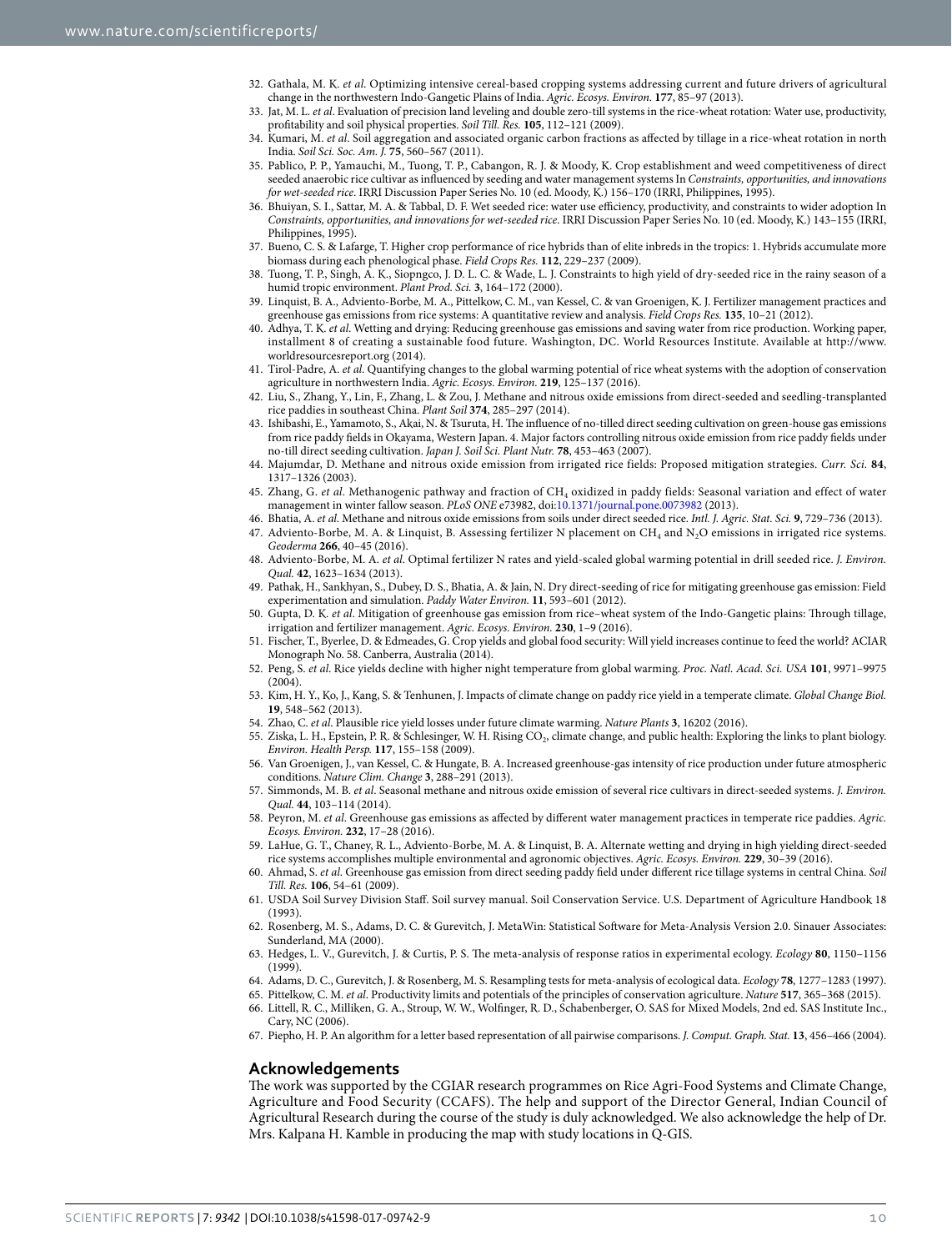32. Gathala, M. K. *et al*. Optimizing intensive cereal-based cropping systems addressing current and future drivers of agricultural change in the northwestern Indo-Gangetic Plains of India. *Agric. Ecosys. Environ.* **177**, 85–97 (2013).
33. Jat, M. L. *et al*. Evaluation of precision land leveling and double zero-till systems in the rice-wheat rotation: Water use, productivity, profitability and soil physical properties. *Soil Till. Res.* **105**, 112–121 (2009).
34. Kumari, M. *et al*. Soil aggregation and associated organic carbon fractions as affected by tillage in a rice-wheat rotation in north India. *Soil Sci. Soc. Am. J.* **75**, 560–567 (2011).
35. Pablico, P. P., Yamauchi, M., Tuong, T. P., Cabangon, R. J. & Moody, K. Crop establishment and weed competitiveness of direct seeded anaerobic rice cultivar as influenced by seeding and water management systems In *Constraints, opportunities, and innovations for wet-seeded rice*. IRRI Discussion Paper Series No. 10 (ed. Moody, K.) 156–170 (IRRI, Philippines, 1995).
36. Bhuiyan, S. I., Sattar, M. A. & Tabbal, D. F. Wet seeded rice: water use efficiency, productivity, and constraints to wider adoption In *Constraints, opportunities, and innovations for wet-seeded rice*. IRRI Discussion Paper Series No. 10 (ed. Moody, K.) 143–155 (IRRI, Philippines, 1995).
37. Bueno, C. S. & Lafarge, T. Higher crop performance of rice hybrids than of elite inbreds in the tropics: 1. Hybrids accumulate more biomass during each phenological phase. *Field Crops Res.* **112**, 229–237 (2009).
38. Tuong, T. P., Singh, A. K., Siopngco, J. D. L. C. & Wade, L. J. Constraints to high yield of dry-seeded rice in the rainy season of a humid tropic environment. *Plant Prod. Sci.* **3**, 164–172 (2000).
39. Linquist, B. A., Adviento-Borbe, M. A., Pittelkow, C. M., van Kessel, C. & van Groenigen, K. J. Fertilizer management practices and greenhouse gas emissions from rice systems: A quantitative review and analysis. *Field Crops Res.* **135**, 10–21 (2012).
40. Adhya, T. K. *et al*. Wetting and drying: Reducing greenhouse gas emissions and saving water from rice production. Working paper, installment 8 of creating a sustainable food future. Washington, DC. World Resources Institute. Available at http://www.worldresourcesreport.org (2014).
41. Tirol-Padre, A. *et al*. Quantifying changes to the global warming potential of rice wheat systems with the adoption of conservation agriculture in northwestern India. *Agric. Ecosys. Environ.* **219**, 125–137 (2016).
42. Liu, S., Zhang, Y., Lin, F., Zhang, L. & Zou, J. Methane and nitrous oxide emissions from direct-seeded and seedling-transplanted rice paddies in southeast China. *Plant Soil* **374**, 285–297 (2014).
43. Ishibashi, E., Yamamoto, S., Akai, N. & Tsuruta, H. The influence of no-tilled direct seeding cultivation on green-house gas emissions from rice paddy fields in Okayama, Western Japan. 4. Major factors controlling nitrous oxide emission from rice paddy fields under no-till direct seeding cultivation. *Japan J. Soil Sci. Plant Nutr.* **78**, 453–463 (2007).
44. Majumdar, D. Methane and nitrous oxide emission from irrigated rice fields: Proposed mitigation strategies. *Curr. Sci.* **84**, 1317–1326 (2003).
45. Zhang, G. *et al*. Methanogenic pathway and fraction of $CH_4$ oxidized in paddy fields: Seasonal variation and effect of water management in winter fallow season. *PLoS ONE* e73982, doi:10.1371/journal.pone.0073982 (2013).
46. Bhatia, A. *et al*. Methane and nitrous oxide emissions from soils under direct seeded rice. *Intl. J. Agric. Stat. Sci.* **9**, 729–736 (2013).
47. Adviento-Borbe, M. A. & Linquist, B. Assessing fertilizer N placement on $CH_4$ and $N_2O$ emissions in irrigated rice systems. *Geoderma* **266**, 40–45 (2016).
48. Adviento-Borbe, M. A. *et al*. Optimal fertilizer N rates and yield-scaled global warming potential in drill seeded rice. *J. Environ. Qual.* **42**, 1623–1634 (2013).
49. Pathak, H., Sankhyan, S., Dubey, D. S., Bhatia, A. & Jain, N. Dry direct-seeding of rice for mitigating greenhouse gas emission: Field experimentation and simulation. *Paddy Water Environ.* **11**, 593–601 (2012).
50. Gupta, D. K. *et al*. Mitigation of greenhouse gas emission from rice–wheat system of the Indo-Gangetic plains: Through tillage, irrigation and fertilizer management. *Agric. Ecosys. Environ.* **230**, 1–9 (2016).
51. Fischer, T., Byerlee, D. & Edmeades, G. Crop yields and global food security: Will yield increases continue to feed the world? ACIAR Monograph No. 58. Canberra, Australia (2014).
52. Peng, S. *et al*. Rice yields decline with higher night temperature from global warming. *Proc. Natl. Acad. Sci. USA* **101**, 9971–9975 (2004).
53. Kim, H. Y., Ko, J., Kang, S. & Tenhunen, J. Impacts of climate change on paddy rice yield in a temperate climate. *Global Change Biol.* **19**, 548–562 (2013).
54. Zhao, C. *et al*. Plausible rice yield losses under future climate warming. *Nature Plants* **3**, 16202 (2016).
55. Ziska, L. H., Epstein, P. R. & Schlesinger, W. H. Rising $CO_2$, climate change, and public health: Exploring the links to plant biology. *Environ. Health Persp.* **117**, 155–158 (2009).
56. Van Groenigen, J., van Kessel, C. & Hungate, B. A. Increased greenhouse-gas intensity of rice production under future atmospheric conditions. *Nature Clim. Change* **3**, 288–291 (2013).
57. Simmonds, M. B. *et al*. Seasonal methane and nitrous oxide emission of several rice cultivars in direct-seeded systems. *J. Environ. Qual.* **44**, 103–114 (2014).
58. Peyron, M. *et al*. Greenhouse gas emissions as affected by different water management practices in temperate rice paddies. *Agric. Ecosys. Environ.* **232**, 17–28 (2016).
59. LaHue, G. T., Chaney, R. L., Adviento-Borbe, M. A. & Linquist, B. A. Alternate wetting and drying in high yielding direct-seeded rice systems accomplishes multiple environmental and agronomic objectives. *Agric. Ecosys. Environ.* **229**, 30–39 (2016).
60. Ahmad, S. *et al*. Greenhouse gas emission from direct seeding paddy field under different rice tillage systems in central China. *Soil Till. Res.* **106**, 54–61 (2009).
61. USDA Soil Survey Division Staff. Soil survey manual. Soil Conservation Service. U.S. Department of Agriculture Handbook 18 (1993).
62. Rosenberg, M. S., Adams, D. C. & Gurevitch, J. MetaWin: Statistical Software for Meta-Analysis Version 2.0. Sinauer Associates: Sunderland, MA (2000).
63. Hedges, L. V., Gurevitch, J. & Curtis, P. S. The meta-analysis of response ratios in experimental ecology. *Ecology* **80**, 1150–1156 (1999).
64. Adams, D. C., Gurevitch, J. & Rosenberg, M. S. Resampling tests for meta-analysis of ecological data. *Ecology* **78**, 1277–1283 (1997).
65. Pittelkow, C. M. *et al*. Productivity limits and potentials of the principles of conservation agriculture. *Nature* **517**, 365–368 (2015).
66. Littell, R. C., Milliken, G. A., Stroup, W. W., Wolfinger, R. D., Schabenberger, O. SAS for Mixed Models, 2nd ed. SAS Institute Inc., Cary, NC (2006).
67. Piepho, H. P. An algorithm for a letter based representation of all pairwise comparisons. *J. Comput. Graph. Stat.* **13**, 456–466 (2004).

## Acknowledgements

The work was supported by the CGIAR research programmes on Rice Agri-Food Systems and Climate Change, Agriculture and Food Security (CCAFS). The help and support of the Director General, Indian Council of Agricultural Research during the course of the study is duly acknowledged. We also acknowledge the help of Dr. Mrs. Kalpana H. Kamble in producing the map with study locations in Q-GIS.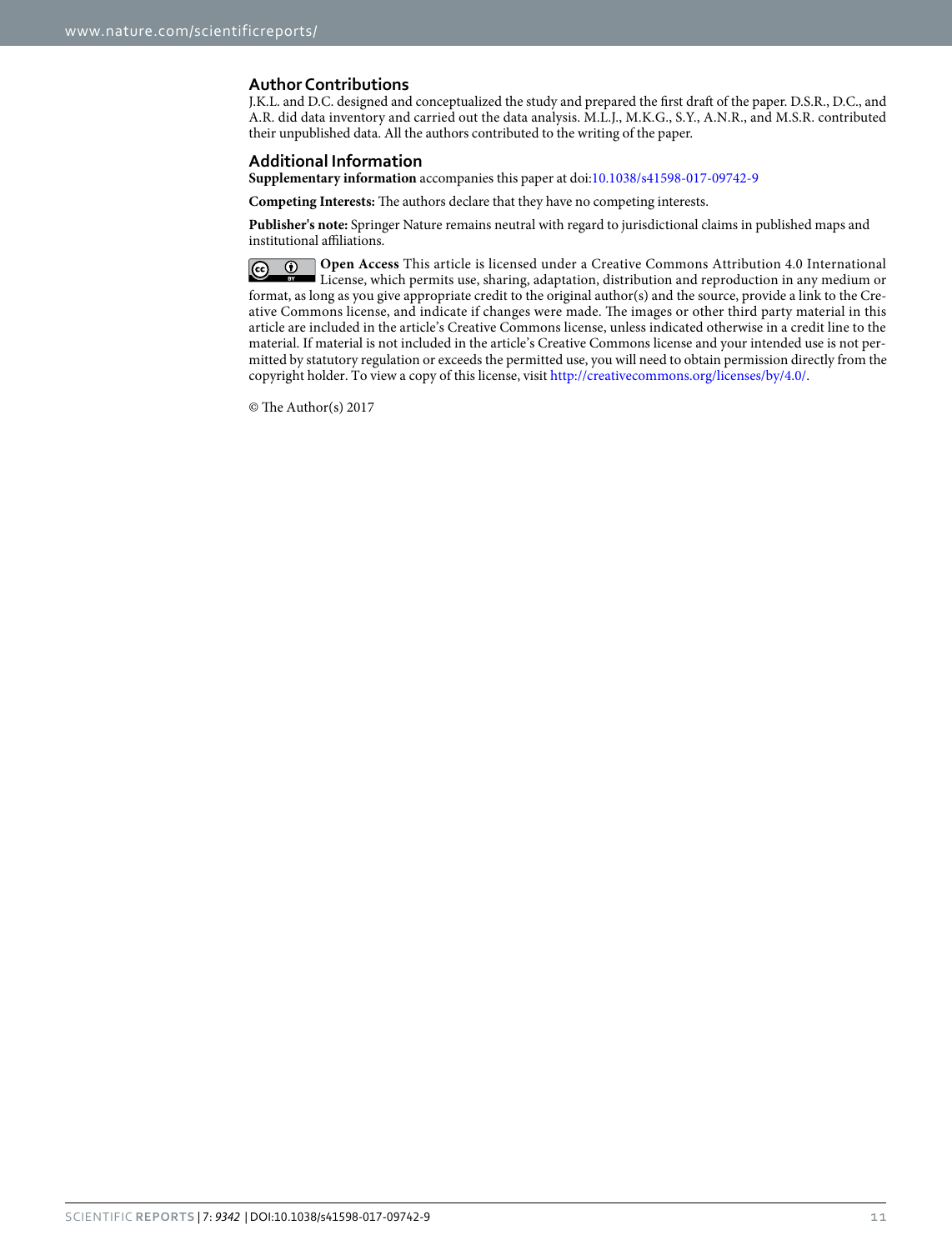## Author Contributions

J.K.L. and D.C. designed and conceptualized the study and prepared the first draft of the paper. D.S.R., D.C., and A.R. did data inventory and carried out the data analysis. M.L.J., M.K.G., S.Y., A.N.R., and M.S.R. contributed their unpublished data. All the authors contributed to the writing of the paper.

## Additional Information

**Supplementary information** accompanies this paper at doi:10.1038/s41598-017-09742-9

**Competing Interests:** The authors declare that they have no competing interests.

**Publisher's note:** Springer Nature remains neutral with regard to jurisdictional claims in published maps and institutional affiliations.

**Open Access** This article is licensed under a Creative Commons Attribution 4.0 International License, which permits use, sharing, adaptation, distribution and reproduction in any medium or format, as long as you give appropriate credit to the original author(s) and the source, provide a link to the Creative Commons license, and indicate if changes were made. The images or other third party material in this article are included in the article's Creative Commons license, unless indicated otherwise in a credit line to the material. If material is not included in the article's Creative Commons license and your intended use is not permitted by statutory regulation or exceeds the permitted use, you will need to obtain permission directly from the copyright holder. To view a copy of this license, visit http://creativecommons.org/licenses/by/4.0/.

© The Author(s) 2017